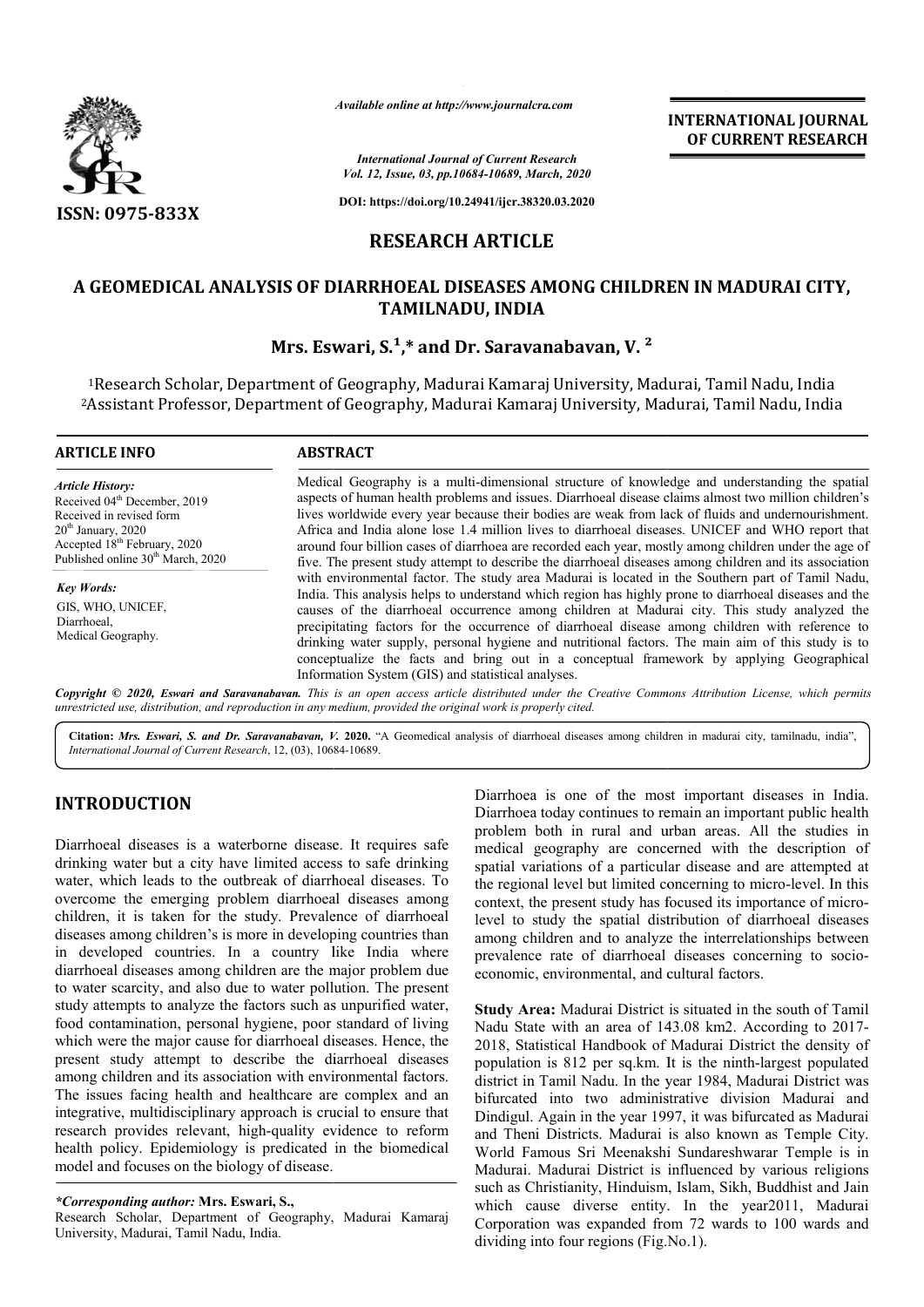*Available online at http://www.journalcra.com*

*International Journal of Current Research*
*Vol. 12, Issue, 03, pp.10684-10689, March, 2020*

**DOI: https://doi.org/10.24941/ijcr.38320.03.2020**

**INTERNATIONAL JOURNAL OF CURRENT RESEARCH**

**ISSN: 0975-833X**

## RESEARCH ARTICLE

# A GEOMEDICAL ANALYSIS OF DIARRHOEAL DISEASES AMONG CHILDREN IN MADURAI CITY, TAMILNADU, INDIA

**Mrs. Eswari, S.[1],* and Dr. Saravanabavan, V. [2]**

[1]Research Scholar, Department of Geography, Madurai Kamaraj University, Madurai, Tamil Nadu, India
[2]Assistant Professor, Department of Geography, Madurai Kamaraj University, Madurai, Tamil Nadu, India

**ARTICLE INFO**

*Article History:*
Received 04th December, 2019
Received in revised form
20th January, 2020
Accepted 18th February, 2020
Published online 30th March, 2020

*Key Words:*
GIS, WHO, UNICEF,
Diarrhoeal,
Medical Geography.

**ABSTRACT**

Medical Geography is a multi-dimensional structure of knowledge and understanding the spatial aspects of human health problems and issues. Diarrhoeal disease claims almost two million children's lives worldwide every year because their bodies are weak from lack of fluids and undernourishment. Africa and India alone lose 1.4 million lives to diarrhoeal diseases. UNICEF and WHO report that around four billion cases of diarrhoea are recorded each year, mostly among children under the age of five. The present study attempt to describe the diarrhoeal diseases among children and its association with environmental factor. The study area Madurai is located in the Southern part of Tamil Nadu, India. This analysis helps to understand which region has highly prone to diarrhoeal diseases and the causes of the diarrhoeal occurrence among children at Madurai city. This study analyzed the precipitating factors for the occurrence of diarrhoeal disease among children with reference to drinking water supply, personal hygiene and nutritional factors. The main aim of this study is to conceptualize the facts and bring out in a conceptual framework by applying Geographical Information System (GIS) and statistical analyses.

***Copyright © 2020, Eswari and Saravanabavan.*** *This is an open access article distributed under the Creative Commons Attribution License, which permits unrestricted use, distribution, and reproduction in any medium, provided the original work is properly cited.*

**Citation:** ***Mrs. Eswari, S. and Dr. Saravanabavan, V.* 2020.** "A Geomedical analysis of diarrhoeal diseases among children in madurai city, tamilnadu, india", *International Journal of Current Research*, 12, (03), 10684-10689.

## INTRODUCTION

Diarrhoeal diseases is a waterborne disease. It requires safe drinking water but a city have limited access to safe drinking water, which leads to the outbreak of diarrhoeal diseases. To overcome the emerging problem diarrhoeal diseases among children, it is taken for the study. Prevalence of diarrhoeal diseases among children's is more in developing countries than in developed countries. In a country like India where diarrhoeal diseases among children are the major problem due to water scarcity, and also due to water pollution. The present study attempts to analyze the factors such as unpurified water, food contamination, personal hygiene, poor standard of living which were the major cause for diarrhoeal diseases. Hence, the present study attempt to describe the diarrhoeal diseases among children and its association with environmental factors. The issues facing health and healthcare are complex and an integrative, multidisciplinary approach is crucial to ensure that research provides relevant, high-quality evidence to reform health policy. Epidemiology is predicated in the biomedical model and focuses on the biology of disease.

Diarrhoea is one of the most important diseases in India. Diarrhoea today continues to remain an important public health problem both in rural and urban areas. All the studies in medical geography are concerned with the description of spatial variations of a particular disease and are attempted at the regional level but limited concerning to micro-level. In this context, the present study has focused its importance of micro-level to study the spatial distribution of diarrhoeal diseases among children and to analyze the interrelationships between prevalence rate of diarrhoeal diseases concerning to socio-economic, environmental, and cultural factors.

**Study Area:** Madurai District is situated in the south of Tamil Nadu State with an area of 143.08 km2. According to 2017-2018, Statistical Handbook of Madurai District the density of population is 812 per sq.km. It is the ninth-largest populated district in Tamil Nadu. In the year 1984, Madurai District was bifurcated into two administrative division Madurai and Dindigul. Again in the year 1997, it was bifurcated as Madurai and Theni Districts. Madurai is also known as Temple City. World Famous Sri Meenakshi Sundareshwarar Temple is in Madurai. Madurai District is influenced by various religions such as Christianity, Hinduism, Islam, Sikh, Buddhist and Jain which cause diverse entity. In the year2011, Madurai Corporation was expanded from 72 wards to 100 wards and dividing into four regions (Fig.No.1).

**\*Corresponding author: Mrs. Eswari, S.,**
Research Scholar, Department of Geography, Madurai Kamaraj University, Madurai, Tamil Nadu, India.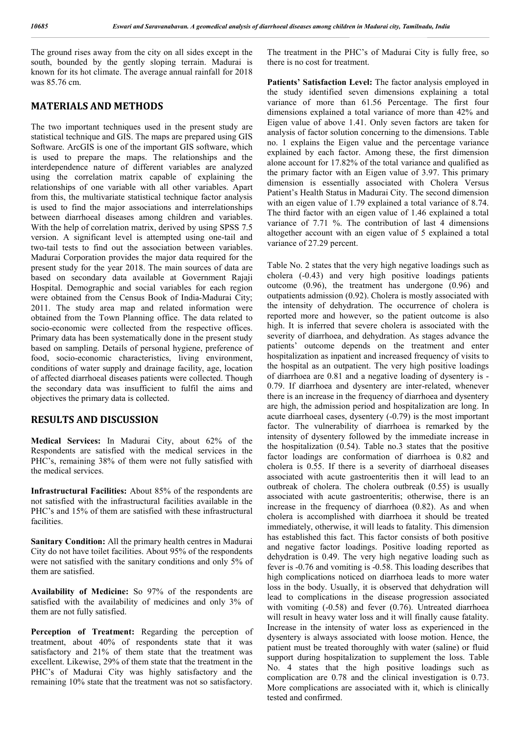The ground rises away from the city on all sides except in the south, bounded by the gently sloping terrain. Madurai is known for its hot climate. The average annual rainfall for 2018 was 85.76 cm.

## MATERIALS AND METHODS

The two important techniques used in the present study are statistical technique and GIS. The maps are prepared using GIS Software. ArcGIS is one of the important GIS software, which is used to prepare the maps. The relationships and the interdependence nature of different variables are analyzed using the correlation matrix capable of explaining the relationships of one variable with all other variables. Apart from this, the multivariate statistical technique factor analysis is used to find the major associations and interrelationships between diarrhoeal diseases among children and variables. With the help of correlation matrix, derived by using SPSS 7.5 version. A significant level is attempted using one-tail and two-tail tests to find out the association between variables. Madurai Corporation provides the major data required for the present study for the year 2018. The main sources of data are based on secondary data available at Government Rajaji Hospital. Demographic and social variables for each region were obtained from the Census Book of India-Madurai City; 2011. The study area map and related information were obtained from the Town Planning office. The data related to socio-economic were collected from the respective offices. Primary data has been systematically done in the present study based on sampling. Details of personal hygiene, preference of food, socio-economic characteristics, living environment, conditions of water supply and drainage facility, age, location of affected diarrhoeal diseases patients were collected. Though the secondary data was insufficient to fulfil the aims and objectives the primary data is collected.

## RESULTS AND DISCUSSION

**Medical Services:** In Madurai City, about 62% of the Respondents are satisfied with the medical services in the PHC's, remaining 38% of them were not fully satisfied with the medical services.

**Infrastructural Facilities:** About 85% of the respondents are not satisfied with the infrastructural facilities available in the PHC's and 15% of them are satisfied with these infrastructural facilities.

**Sanitary Condition:** All the primary health centres in Madurai City do not have toilet facilities. About 95% of the respondents were not satisfied with the sanitary conditions and only 5% of them are satisfied.

**Availability of Medicine:** So 97% of the respondents are satisfied with the availability of medicines and only 3% of them are not fully satisfied.

**Perception of Treatment:** Regarding the perception of treatment, about 40% of respondents state that it was satisfactory and 21% of them state that the treatment was excellent. Likewise, 29% of them state that the treatment in the PHC's of Madurai City was highly satisfactory and the remaining 10% state that the treatment was not so satisfactory. The treatment in the PHC's of Madurai City is fully free, so there is no cost for treatment.

**Patients' Satisfaction Level:** The factor analysis employed in the study identified seven dimensions explaining a total variance of more than 61.56 Percentage. The first four dimensions explained a total variance of more than 42% and Eigen value of above 1.41. Only seven factors are taken for analysis of factor solution concerning to the dimensions. Table no. 1 explains the Eigen value and the percentage variance explained by each factor. Among these, the first dimension alone account for 17.82% of the total variance and qualified as the primary factor with an Eigen value of 3.97. This primary dimension is essentially associated with Cholera Versus Patient's Health Status in Madurai City. The second dimension with an eigen value of 1.79 explained a total variance of 8.74. The third factor with an eigen value of 1.46 explained a total variance of 7.71 %. The contribution of last 4 dimensions altogether account with an eigen value of 5 explained a total variance of 27.29 percent.

Table No. 2 states that the very high negative loadings such as cholera (-0.43) and very high positive loadings patients outcome (0.96), the treatment has undergone (0.96) and outpatients admission (0.92). Cholera is mostly associated with the intensity of dehydration. The occurrence of cholera is reported more and however, so the patient outcome is also high. It is inferred that severe cholera is associated with the severity of diarrhoea, and dehydration. As stages advance the patients' outcome depends on the treatment and enter hospitalization as inpatient and increased frequency of visits to the hospital as an outpatient. The very high positive loadings of diarrhoea are 0.81 and a negative loading of dysentery is -0.79. If diarrhoea and dysentery are inter-related, whenever there is an increase in the frequency of diarrhoea and dysentery are high, the admission period and hospitalization are long. In acute diarrhoeal cases, dysentery (-0.79) is the most important factor. The vulnerability of diarrhoea is remarked by the intensity of dysentery followed by the immediate increase in the hospitalization (0.54). Table no.3 states that the positive factor loadings are conformation of diarrhoea is 0.82 and cholera is 0.55. If there is a severity of diarrhoeal diseases associated with acute gastroenteritis then it will lead to an outbreak of cholera. The cholera outbreak (0.55) is usually associated with acute gastroenteritis; otherwise, there is an increase in the frequency of diarrhoea (0.82). As and when cholera is accomplished with diarrhoea it should be treated immediately, otherwise, it will leads to fatality. This dimension has established this fact. This factor consists of both positive and negative factor loadings. Positive loading reported as dehydration is 0.49. The very high negative loading such as fever is -0.76 and vomiting is -0.58. This loading describes that high complications noticed on diarrhoea leads to more water loss in the body. Usually, it is observed that dehydration will lead to complications in the disease progression associated with vomiting (-0.58) and fever (0.76). Untreated diarrhoea will result in heavy water loss and it will finally cause fatality. Increase in the intensity of water loss as experienced in the dysentery is always associated with loose motion. Hence, the patient must be treated thoroughly with water (saline) or fluid support during hospitalization to supplement the loss. Table No. 4 states that the high positive loadings such as complication are 0.78 and the clinical investigation is 0.73. More complications are associated with it, which is clinically tested and confirmed.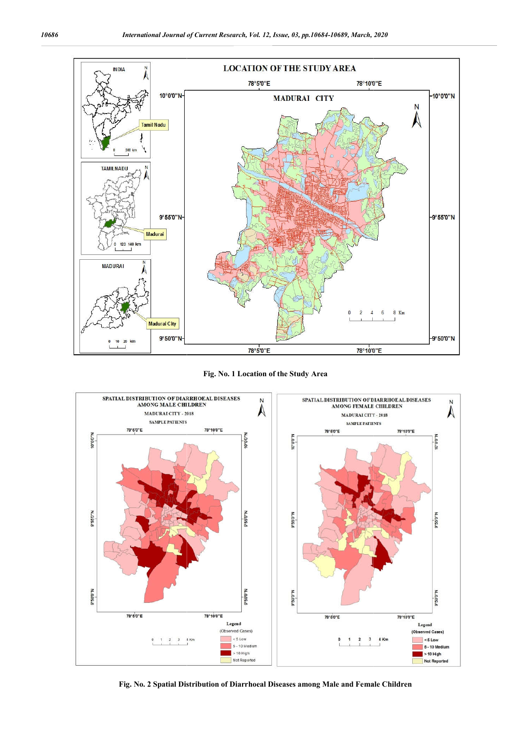Fig. No. 1 Location of the Study Area

Fig. No. 2 Spatial Distribution of Diarrhoeal Diseases among Male and Female Children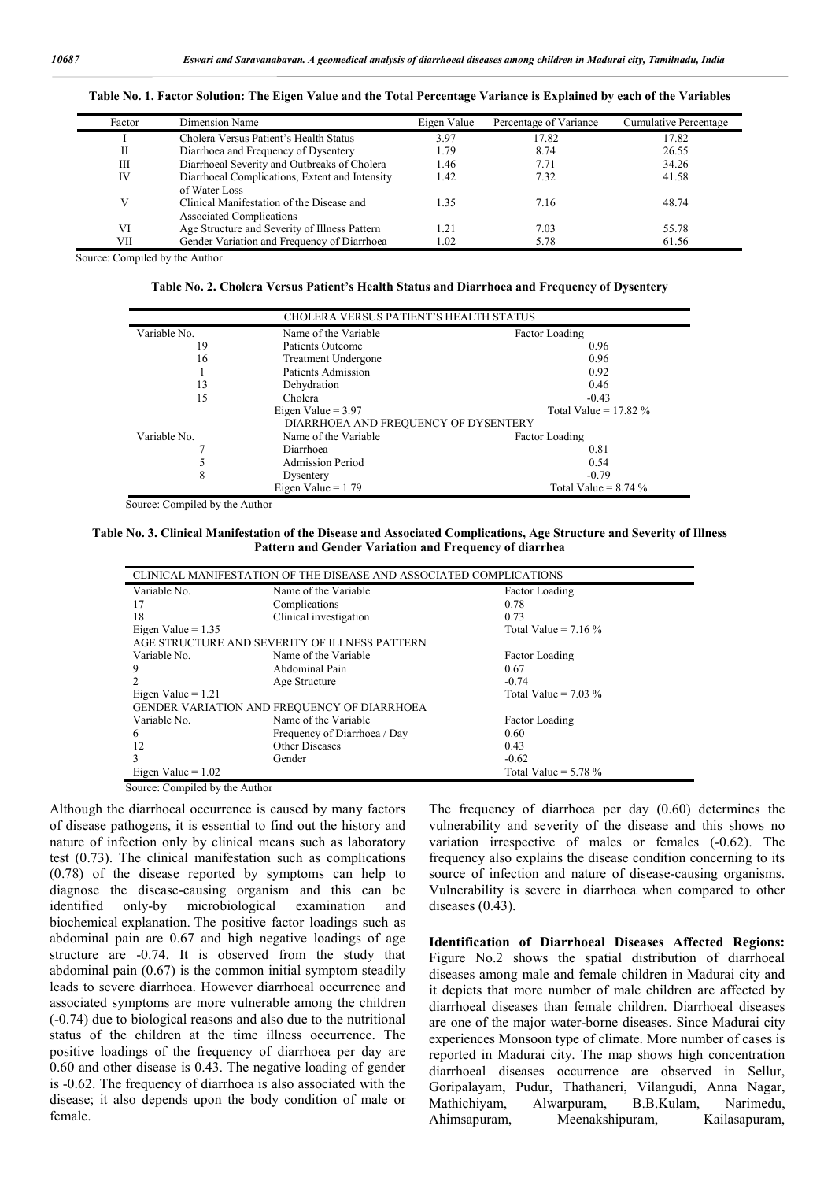**Table No. 1. Factor Solution: The Eigen Value and the Total Percentage Variance is Explained by each of the Variables**

| Factor | Dimension Name | Eigen Value | Percentage of Variance | Cumulative Percentage |
|---|---|---|---|---|
| I | Cholera Versus Patient's Health Status | 3.97 | 17.82 | 17.82 |
| II | Diarrhoea and Frequency of Dysentery | 1.79 | 8.74 | 26.55 |
| III | Diarrhoeal Severity and Outbreaks of Cholera | 1.46 | 7.71 | 34.26 |
| IV | Diarrhoeal Complications, Extent and Intensity of Water Loss | 1.42 | 7.32 | 41.58 |
| V | Clinical Manifestation of the Disease and Associated Complications | 1.35 | 7.16 | 48.74 |
| VI | Age Structure and Severity of Illness Pattern | 1.21 | 7.03 | 55.78 |
| VII | Gender Variation and Frequency of Diarrhoea | 1.02 | 5.78 | 61.56 |

Source: Compiled by the Author

**Table No. 2. Cholera Versus Patient's Health Status and Diarrhoea and Frequency of Dysentery**

| CHOLERA VERSUS PATIENT'S HEALTH STATUS | | |
|---|---|---|
| Variable No. | Name of the Variable | Factor Loading |
| 19 | Patients Outcome | 0.96 |
| 16 | Treatment Undergone | 0.96 |
| 1 | Patients Admission | 0.92 |
| 13 | Dehydration | 0.46 |
| 15 | Cholera | -0.43 |
| | Eigen Value = 3.97 | Total Value = 17.82 % |
| DIARRHOEA AND FREQUENCY OF DYSENTERY | | |
| Variable No. | Name of the Variable | Factor Loading |
| 7 | Diarrhoea | 0.81 |
| 5 | Admission Period | 0.54 |
| 8 | Dysentery | -0.79 |
| | Eigen Value = 1.79 | Total Value = 8.74 % |

Source: Compiled by the Author

**Table No. 3. Clinical Manifestation of the Disease and Associated Complications, Age Structure and Severity of Illness Pattern and Gender Variation and Frequency of diarrhea**

| CLINICAL MANIFESTATION OF THE DISEASE AND ASSOCIATED COMPLICATIONS | | |
|---|---|---|
| Variable No. | Name of the Variable | Factor Loading |
| 17 | Complications | 0.78 |
| 18 | Clinical investigation | 0.73 |
| Eigen Value = 1.35 | | Total Value = 7.16 % |
| AGE STRUCTURE AND SEVERITY OF ILLNESS PATTERN | | |
| Variable No. | Name of the Variable | Factor Loading |
| 9 | Abdominal Pain | 0.67 |
| 2 | Age Structure | -0.74 |
| Eigen Value = 1.21 | | Total Value = 7.03 % |
| GENDER VARIATION AND FREQUENCY OF DIARRHOEA | | |
| Variable No. | Name of the Variable | Factor Loading |
| 6 | Frequency of Diarrhoea / Day | 0.60 |
| 12 | Other Diseases | 0.43 |
| 3 | Gender | -0.62 |
| Eigen Value = 1.02 | | Total Value = 5.78 % |

Source: Compiled by the Author

Although the diarrhoeal occurrence is caused by many factors of disease pathogens, it is essential to find out the history and nature of infection only by clinical means such as laboratory test (0.73). The clinical manifestation such as complications (0.78) of the disease reported by symptoms can help to diagnose the disease-causing organism and this can be identified only-by microbiological examination and biochemical explanation. The positive factor loadings such as abdominal pain are 0.67 and high negative loadings of age structure are -0.74. It is observed from the study that abdominal pain (0.67) is the common initial symptom steadily leads to severe diarrhoea. However diarrhoeal occurrence and associated symptoms are more vulnerable among the children (-0.74) due to biological reasons and also due to the nutritional status of the children at the time illness occurrence. The positive loadings of the frequency of diarrhoea per day are 0.60 and other disease is 0.43. The negative loading of gender is -0.62. The frequency of diarrhoea is also associated with the disease; it also depends upon the body condition of male or female.

The frequency of diarrhoea per day (0.60) determines the vulnerability and severity of the disease and this shows no variation irrespective of males or females (-0.62). The frequency also explains the disease condition concerning to its source of infection and nature of disease-causing organisms. Vulnerability is severe in diarrhoea when compared to other diseases (0.43).

**Identification of Diarrhoeal Diseases Affected Regions:** Figure No.2 shows the spatial distribution of diarrhoeal diseases among male and female children in Madurai city and it depicts that more number of male children are affected by diarrhoeal diseases than female children. Diarrhoeal diseases are one of the major water-borne diseases. Since Madurai city experiences Monsoon type of climate. More number of cases is reported in Madurai city. The map shows high concentration diarrhoeal diseases occurrence are observed in Sellur, Goripalayam, Pudur, Thathaneri, Vilangudi, Anna Nagar, Mathichiyam, Alwarpuram, B.B.Kulam, Narimedu, Ahimsapuram, Meenakshipuram, Kailasapuram,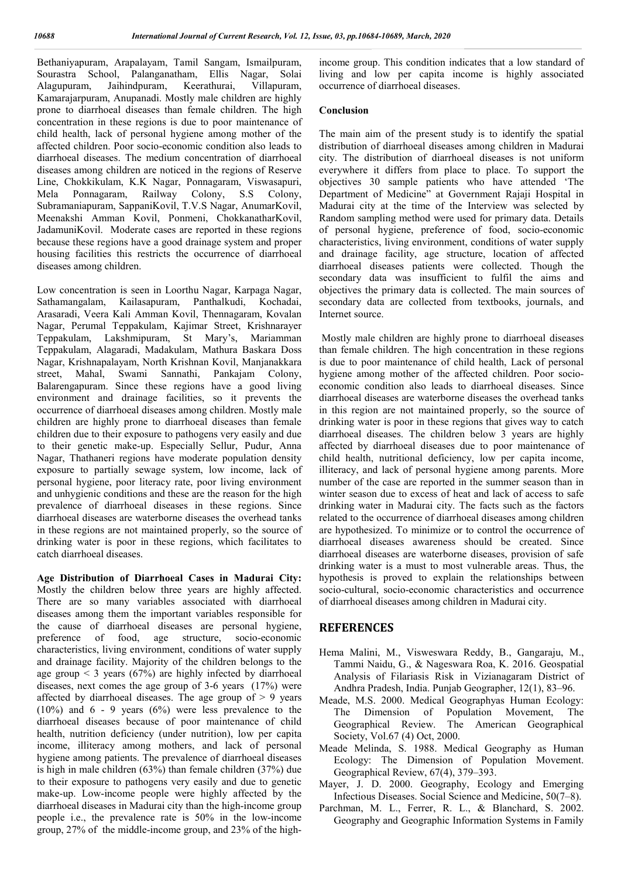Bethaniyapuram, Arapalayam, Tamil Sangam, Ismailpuram, Sourastra School, Palanganatham, Ellis Nagar, Solai Alagupuram, Jaihindpuram, Keerathurai, Villapuram, Kamarajarpuram, Anupanadi. Mostly male children are highly prone to diarrhoeal diseases than female children. The high concentration in these regions is due to poor maintenance of child health, lack of personal hygiene among mother of the affected children. Poor socio-economic condition also leads to diarrhoeal diseases. The medium concentration of diarrhoeal diseases among children are noticed in the regions of Reserve Line, Chokkikulam, K.K Nagar, Ponnagaram, Viswasapuri, Mela Ponnagaram, Railway Colony, S.S Colony, Subramaniapuram, SappaniKovil, T.V.S Nagar, AnumarKovil, Meenakshi Amman Kovil, Ponmeni, ChokkanatharKovil, JadamuniKovil. Moderate cases are reported in these regions because these regions have a good drainage system and proper housing facilities this restricts the occurrence of diarrhoeal diseases among children.

Low concentration is seen in Loorthu Nagar, Karpaga Nagar, Sathamangalam, Kailasapuram, Panthalkudi, Kochadai, Arasaradi, Veera Kali Amman Kovil, Thennagaram, Kovalan Nagar, Perumal Teppakulam, Kajimar Street, Krishnarayer Teppakulam, Lakshmipuram, St Mary's, Mariamman Teppakulam, Alagaradi, Madakulam, Mathura Baskara Doss Nagar, Krishnapalayam, North Krishnan Kovil, Manjanakkara street, Mahal, Swami Sannathi, Pankajam Colony, Balarengapuram. Since these regions have a good living environment and drainage facilities, so it prevents the occurrence of diarrhoeal diseases among children. Mostly male children are highly prone to diarrhoeal diseases than female children due to their exposure to pathogens very easily and due to their genetic make-up. Especially Sellur, Pudur, Anna Nagar, Thathaneri regions have moderate population density exposure to partially sewage system, low income, lack of personal hygiene, poor literacy rate, poor living environment and unhygienic conditions and these are the reason for the high prevalence of diarrhoeal diseases in these regions. Since diarrhoeal diseases are waterborne diseases the overhead tanks in these regions are not maintained properly, so the source of drinking water is poor in these regions, which facilitates to catch diarrhoeal diseases.

**Age Distribution of Diarrhoeal Cases in Madurai City:** Mostly the children below three years are highly affected. There are so many variables associated with diarrhoeal diseases among them the important variables responsible for the cause of diarrhoeal diseases are personal hygiene, preference of food, age structure, socio-economic characteristics, living environment, conditions of water supply and drainage facility. Majority of the children belongs to the age group < 3 years (67%) are highly infected by diarrhoeal diseases, next comes the age group of 3-6 years (17%) were affected by diarrhoeal diseases. The age group of > 9 years (10%) and 6 - 9 years (6%) were less prevalence to the diarrhoeal diseases because of poor maintenance of child health, nutrition deficiency (under nutrition), low per capita income, illiteracy among mothers, and lack of personal hygiene among patients. The prevalence of diarrhoeal diseases is high in male children (63%) than female children (37%) due to their exposure to pathogens very easily and due to genetic make-up. Low-income people were highly affected by the diarrhoeal diseases in Madurai city than the high-income group people i.e., the prevalence rate is 50% in the low-income group, 27% of the middle-income group, and 23% of the high-income group. This condition indicates that a low standard of living and low per capita income is highly associated occurrence of diarrhoeal diseases.

## Conclusion

The main aim of the present study is to identify the spatial distribution of diarrhoeal diseases among children in Madurai city. The distribution of diarrhoeal diseases is not uniform everywhere it differs from place to place. To support the objectives 30 sample patients who have attended 'The Department of Medicine" at Government Rajaji Hospital in Madurai city at the time of the Interview was selected by Random sampling method were used for primary data. Details of personal hygiene, preference of food, socio-economic characteristics, living environment, conditions of water supply and drainage facility, age structure, location of affected diarrhoeal diseases patients were collected. Though the secondary data was insufficient to fulfil the aims and objectives the primary data is collected. The main sources of secondary data are collected from textbooks, journals, and Internet source.

Mostly male children are highly prone to diarrhoeal diseases than female children. The high concentration in these regions is due to poor maintenance of child health, Lack of personal hygiene among mother of the affected children. Poor socio-economic condition also leads to diarrhoeal diseases. Since diarrhoeal diseases are waterborne diseases the overhead tanks in this region are not maintained properly, so the source of drinking water is poor in these regions that gives way to catch diarrhoeal diseases. The children below 3 years are highly affected by diarrhoeal diseases due to poor maintenance of child health, nutritional deficiency, low per capita income, illiteracy, and lack of personal hygiene among parents. More number of the case are reported in the summer season than in winter season due to excess of heat and lack of access to safe drinking water in Madurai city. The facts such as the factors related to the occurrence of diarrhoeal diseases among children are hypothesized. To minimize or to control the occurrence of diarrhoeal diseases awareness should be created. Since diarrhoeal diseases are waterborne diseases, provision of safe drinking water is a must to most vulnerable areas. Thus, the hypothesis is proved to explain the relationships between socio-cultural, socio-economic characteristics and occurrence of diarrhoeal diseases among children in Madurai city.

## REFERENCES

- Hema Malini, M., Visweswara Reddy, B., Gangaraju, M., Tammi Naidu, G., & Nageswara Roa, K. 2016. Geospatial Analysis of Filariasis Risk in Vizianagaram District of Andhra Pradesh, India. Punjab Geographer, 12(1), 83–96.
- Meade, M.S. 2000. Medical Geographyas Human Ecology: The Dimension of Population Movement, The Geographical Review. The American Geographical Society, Vol.67 (4) Oct, 2000.
- Meade Melinda, S. 1988. Medical Geography as Human Ecology: The Dimension of Population Movement. Geographical Review, 67(4), 379–393.
- Mayer, J. D. 2000. Geography, Ecology and Emerging Infectious Diseases. Social Science and Medicine, 50(7–8).
- Parchman, M. L., Ferrer, R. L., & Blanchard, S. 2002. Geography and Geographic Information Systems in Family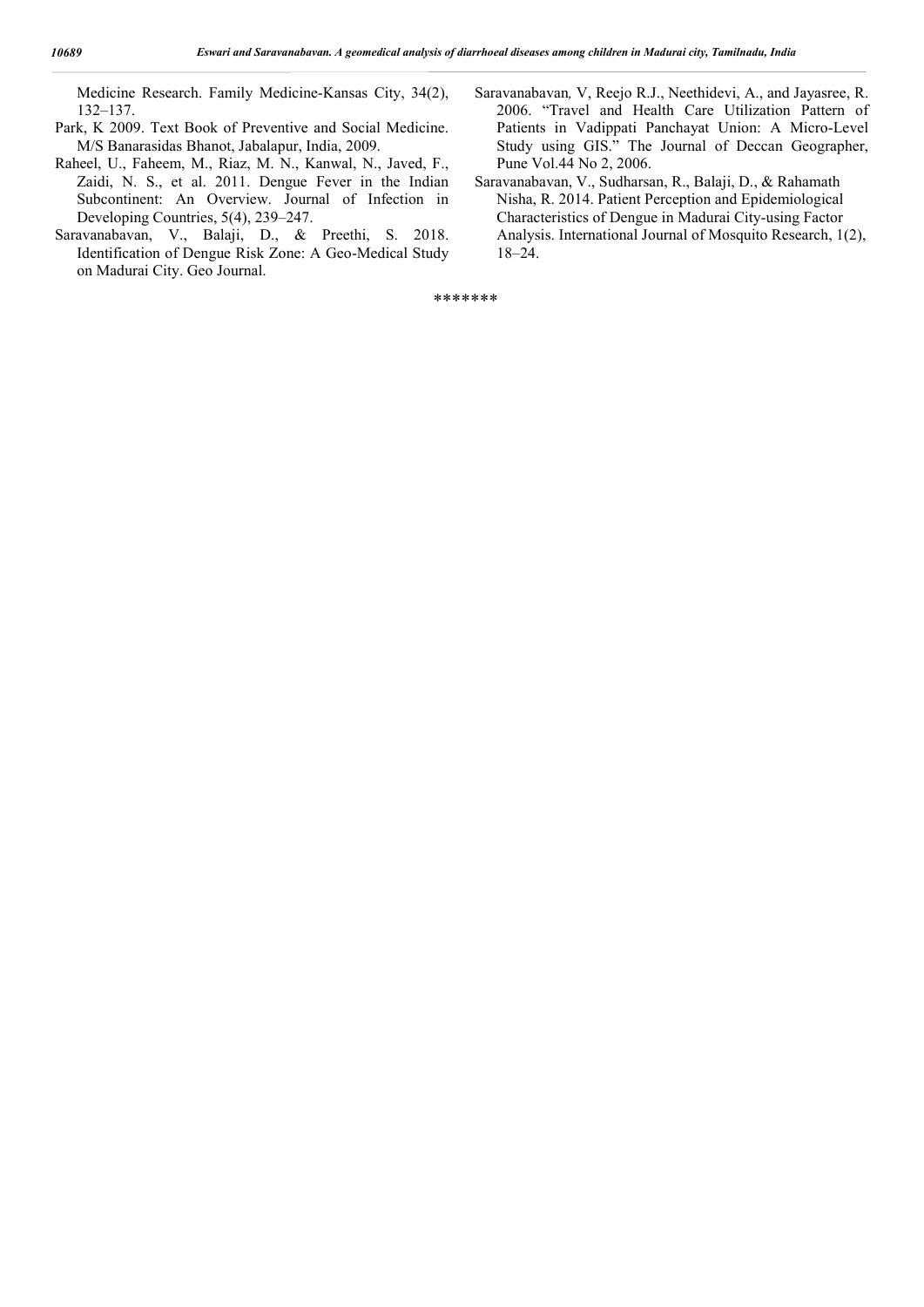Medicine Research. Family Medicine-Kansas City, 34(2), 132–137.

Park, K 2009. Text Book of Preventive and Social Medicine. M/S Banarasidas Bhanot, Jabalapur, India, 2009.

Raheel, U., Faheem, M., Riaz, M. N., Kanwal, N., Javed, F., Zaidi, N. S., et al. 2011. Dengue Fever in the Indian Subcontinent: An Overview. Journal of Infection in Developing Countries, 5(4), 239–247.

Saravanabavan, V., Balaji, D., & Preethi, S. 2018. Identification of Dengue Risk Zone: A Geo-Medical Study on Madurai City. Geo Journal.

Saravanabavan, V, Reejo R.J., Neethidevi, A., and Jayasree, R. 2006. "Travel and Health Care Utilization Pattern of Patients in Vadippati Panchayat Union: A Micro-Level Study using GIS." The Journal of Deccan Geographer, Pune Vol.44 No 2, 2006.

Saravanabavan, V., Sudharsan, R., Balaji, D., & Rahamath Nisha, R. 2014. Patient Perception and Epidemiological Characteristics of Dengue in Madurai City-using Factor Analysis. International Journal of Mosquito Research, 1(2), 18–24.

*******